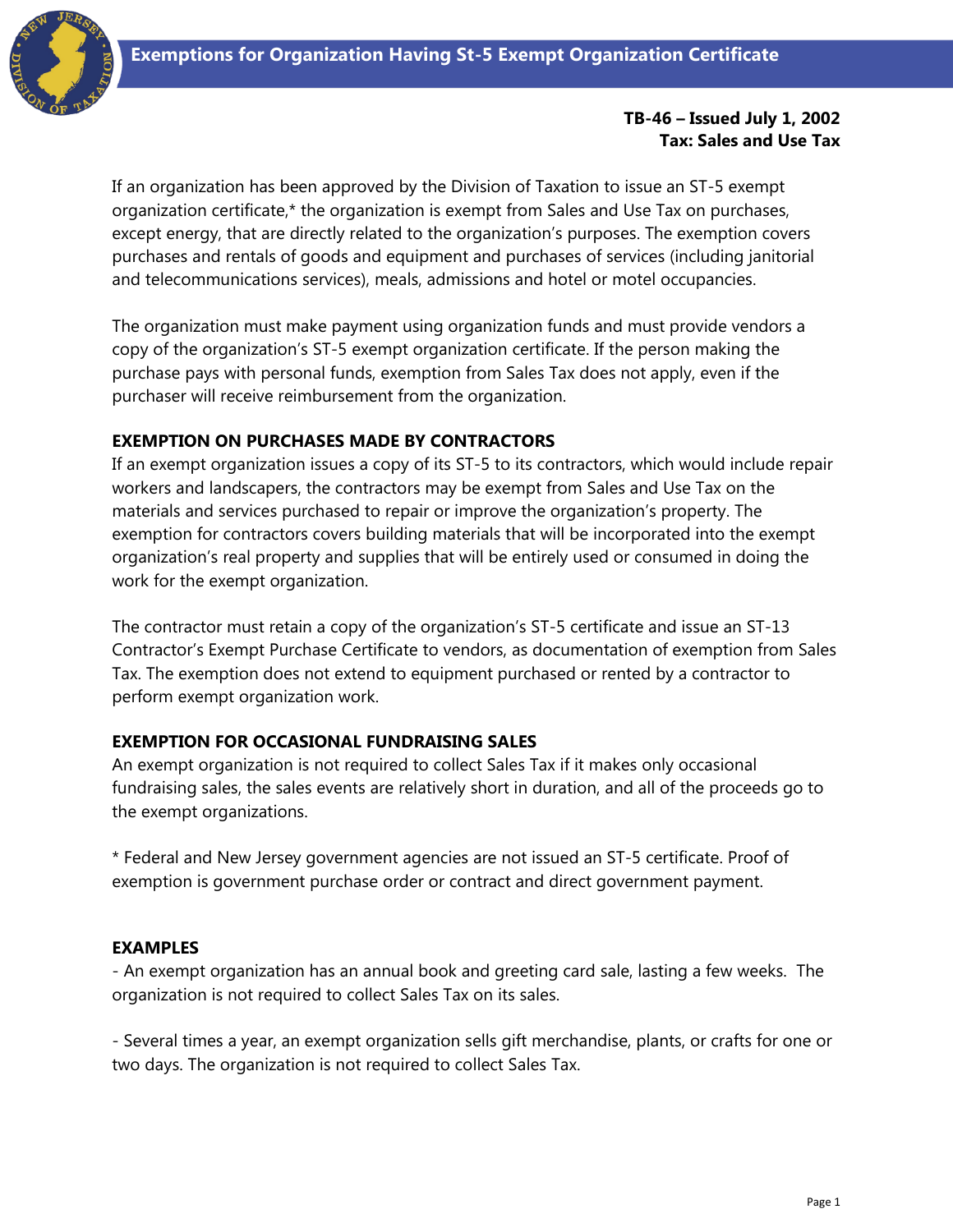# Exemptions for Organization Having St-5 Exempt Organization Certificate

**TB-46 – Issued July 1, 2002**
**Tax: Sales and Use Tax**

If an organization has been approved by the Division of Taxation to issue an ST-5 exempt organization certificate,* the organization is exempt from Sales and Use Tax on purchases, except energy, that are directly related to the organization's purposes. The exemption covers purchases and rentals of goods and equipment and purchases of services (including janitorial and telecommunications services), meals, admissions and hotel or motel occupancies.

The organization must make payment using organization funds and must provide vendors a copy of the organization's ST-5 exempt organization certificate. If the person making the purchase pays with personal funds, exemption from Sales Tax does not apply, even if the purchaser will receive reimbursement from the organization.

**EXEMPTION ON PURCHASES MADE BY CONTRACTORS**

If an exempt organization issues a copy of its ST-5 to its contractors, which would include repair workers and landscapers, the contractors may be exempt from Sales and Use Tax on the materials and services purchased to repair or improve the organization's property. The exemption for contractors covers building materials that will be incorporated into the exempt organization's real property and supplies that will be entirely used or consumed in doing the work for the exempt organization.

The contractor must retain a copy of the organization's ST-5 certificate and issue an ST-13 Contractor's Exempt Purchase Certificate to vendors, as documentation of exemption from Sales Tax. The exemption does not extend to equipment purchased or rented by a contractor to perform exempt organization work.

**EXEMPTION FOR OCCASIONAL FUNDRAISING SALES**

An exempt organization is not required to collect Sales Tax if it makes only occasional fundraising sales, the sales events are relatively short in duration, and all of the proceeds go to the exempt organizations.

* Federal and New Jersey government agencies are not issued an ST-5 certificate. Proof of exemption is government purchase order or contract and direct government payment.

**EXAMPLES**

- An exempt organization has an annual book and greeting card sale, lasting a few weeks. The organization is not required to collect Sales Tax on its sales.

- Several times a year, an exempt organization sells gift merchandise, plants, or crafts for one or two days. The organization is not required to collect Sales Tax.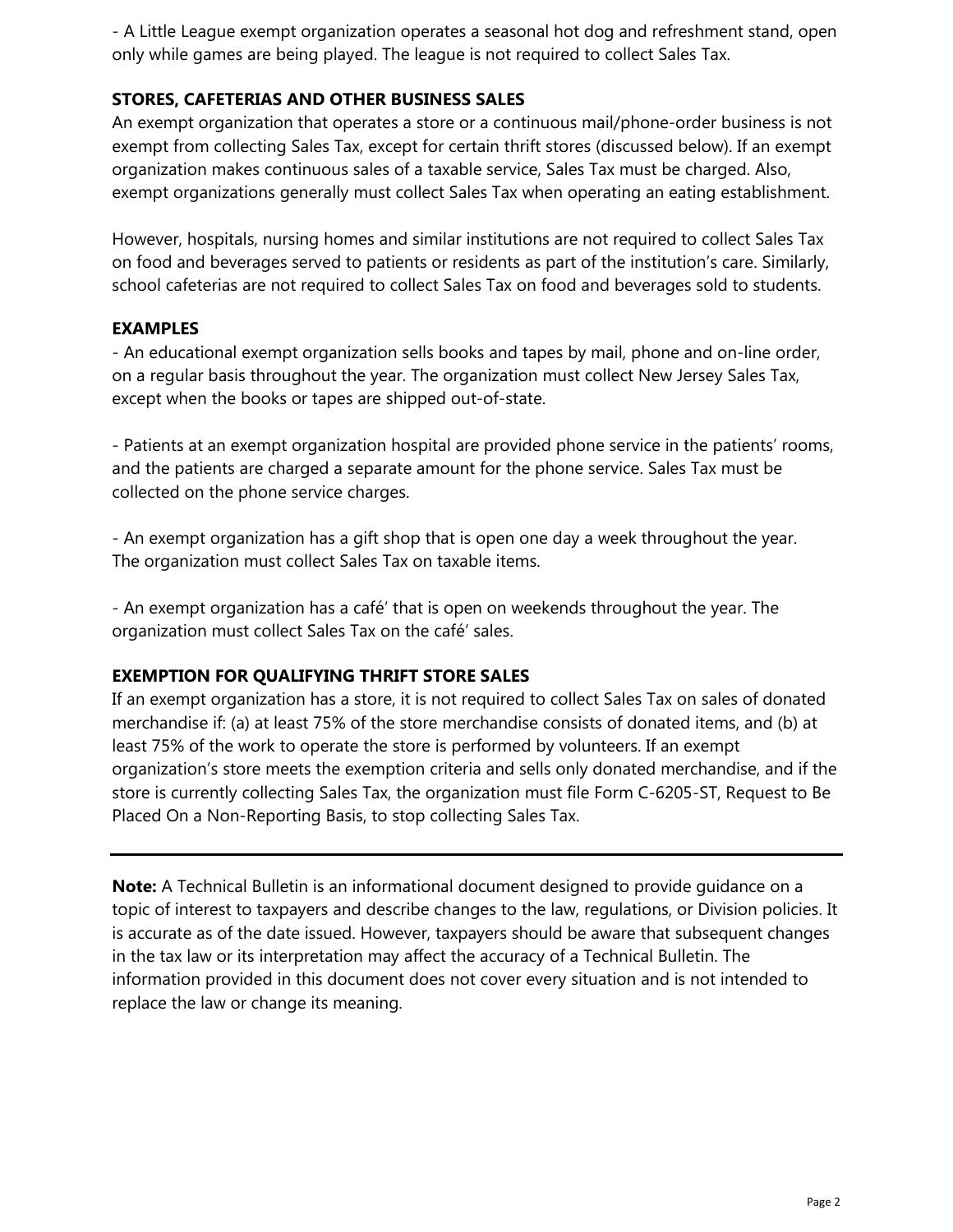- A Little League exempt organization operates a seasonal hot dog and refreshment stand, open only while games are being played. The league is not required to collect Sales Tax.

**STORES, CAFETERIAS AND OTHER BUSINESS SALES**

An exempt organization that operates a store or a continuous mail/phone-order business is not exempt from collecting Sales Tax, except for certain thrift stores (discussed below). If an exempt organization makes continuous sales of a taxable service, Sales Tax must be charged. Also, exempt organizations generally must collect Sales Tax when operating an eating establishment.

However, hospitals, nursing homes and similar institutions are not required to collect Sales Tax on food and beverages served to patients or residents as part of the institution's care. Similarly, school cafeterias are not required to collect Sales Tax on food and beverages sold to students.

**EXAMPLES**

- An educational exempt organization sells books and tapes by mail, phone and on-line order, on a regular basis throughout the year. The organization must collect New Jersey Sales Tax, except when the books or tapes are shipped out-of-state.

- Patients at an exempt organization hospital are provided phone service in the patients' rooms, and the patients are charged a separate amount for the phone service. Sales Tax must be collected on the phone service charges.

- An exempt organization has a gift shop that is open one day a week throughout the year. The organization must collect Sales Tax on taxable items.

- An exempt organization has a café' that is open on weekends throughout the year. The organization must collect Sales Tax on the café' sales.

**EXEMPTION FOR QUALIFYING THRIFT STORE SALES**

If an exempt organization has a store, it is not required to collect Sales Tax on sales of donated merchandise if: (a) at least 75% of the store merchandise consists of donated items, and (b) at least 75% of the work to operate the store is performed by volunteers. If an exempt organization's store meets the exemption criteria and sells only donated merchandise, and if the store is currently collecting Sales Tax, the organization must file Form C-6205-ST, Request to Be Placed On a Non-Reporting Basis, to stop collecting Sales Tax.

---

**Note:** A Technical Bulletin is an informational document designed to provide guidance on a topic of interest to taxpayers and describe changes to the law, regulations, or Division policies. It is accurate as of the date issued. However, taxpayers should be aware that subsequent changes in the tax law or its interpretation may affect the accuracy of a Technical Bulletin. The information provided in this document does not cover every situation and is not intended to replace the law or change its meaning.